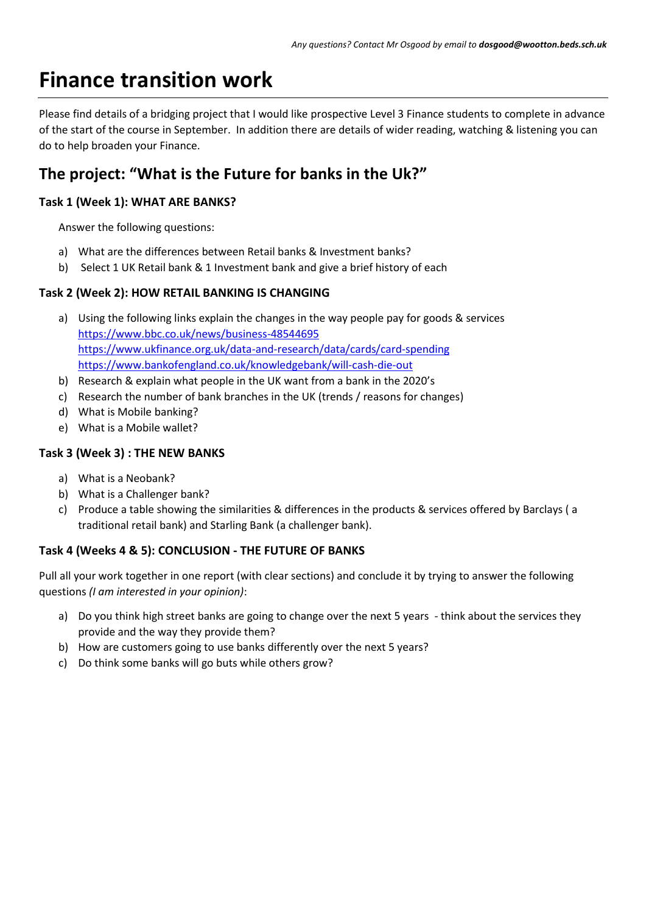*Any questions? Contact Mr Osgood by email to **dosgood@wootton.beds.sch.uk***

# Finance transition work

Please find details of a bridging project that I would like prospective Level 3 Finance students to complete in advance of the start of the course in September. In addition there are details of wider reading, watching & listening you can do to help broaden your Finance.

## The project: "What is the Future for banks in the Uk?"

### Task 1 (Week 1): WHAT ARE BANKS?

Answer the following questions:

a) What are the differences between Retail banks & Investment banks?
b) Select 1 UK Retail bank & 1 Investment bank and give a brief history of each

### Task 2 (Week 2): HOW RETAIL BANKING IS CHANGING

a) Using the following links explain the changes in the way people pay for goods & services
   https://www.bbc.co.uk/news/business-48544695
   https://www.ukfinance.org.uk/data-and-research/data/cards/card-spending
   https://www.bankofengland.co.uk/knowledgebank/will-cash-die-out
b) Research & explain what people in the UK want from a bank in the 2020's
c) Research the number of bank branches in the UK (trends / reasons for changes)
d) What is Mobile banking?
e) What is a Mobile wallet?

### Task 3 (Week 3) : THE NEW BANKS

a) What is a Neobank?
b) What is a Challenger bank?
c) Produce a table showing the similarities & differences in the products & services offered by Barclays ( a traditional retail bank) and Starling Bank (a challenger bank).

### Task 4 (Weeks 4 & 5): CONCLUSION - THE FUTURE OF BANKS

Pull all your work together in one report (with clear sections) and conclude it by trying to answer the following questions *(I am interested in your opinion)*:

a) Do you think high street banks are going to change over the next 5 years - think about the services they provide and the way they provide them?
b) How are customers going to use banks differently over the next 5 years?
c) Do think some banks will go buts while others grow?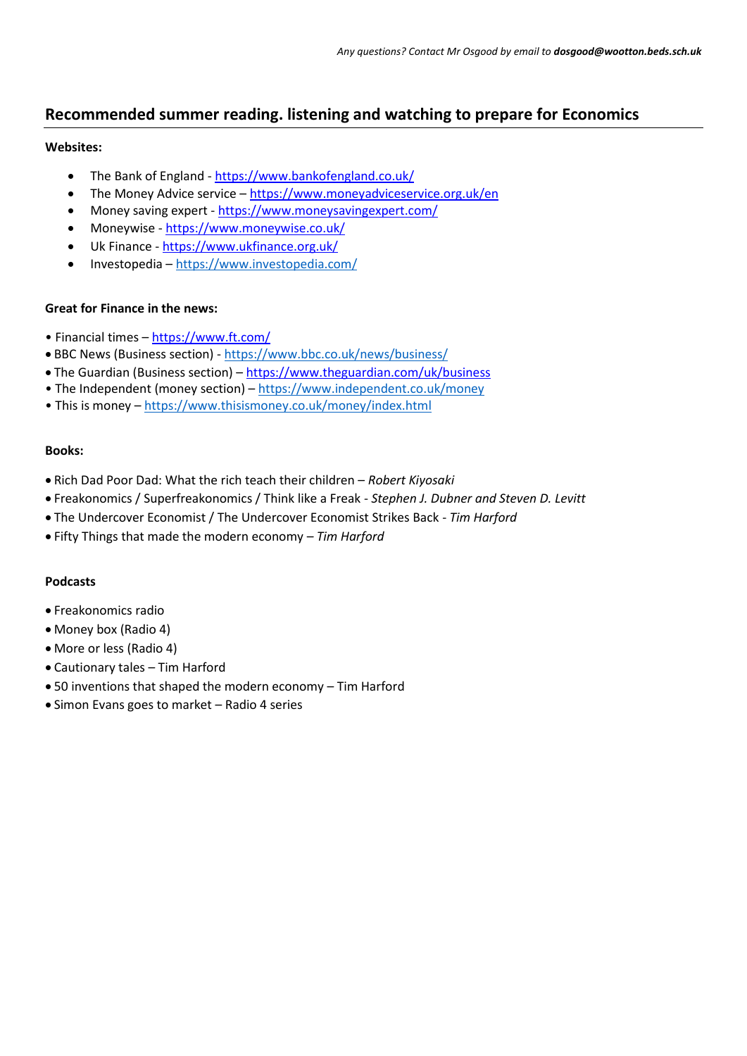*Any questions? Contact Mr Osgood by email to **dosgood@wootton.beds.sch.uk***

## Recommended summer reading. listening and watching to prepare for Economics

**Websites:**

- The Bank of England - https://www.bankofengland.co.uk/
- The Money Advice service – https://www.moneyadviceservice.org.uk/en
- Money saving expert - https://www.moneysavingexpert.com/
- Moneywise - https://www.moneywise.co.uk/
- Uk Finance - https://www.ukfinance.org.uk/
- Investopedia – https://www.investopedia.com/

**Great for Finance in the news:**

- Financial times – https://www.ft.com/
- BBC News (Business section) - https://www.bbc.co.uk/news/business/
- The Guardian (Business section) – https://www.theguardian.com/uk/business
- The Independent (money section) – https://www.independent.co.uk/money
- This is money – https://www.thisismoney.co.uk/money/index.html

**Books:**

- Rich Dad Poor Dad: What the rich teach their children – *Robert Kiyosaki*
- Freakonomics / Superfreakonomics / Think like a Freak - *Stephen J. Dubner and Steven D. Levitt*
- The Undercover Economist / The Undercover Economist Strikes Back - *Tim Harford*
- Fifty Things that made the modern economy – *Tim Harford*

**Podcasts**

- Freakonomics radio
- Money box (Radio 4)
- More or less (Radio 4)
- Cautionary tales – Tim Harford
- 50 inventions that shaped the modern economy – Tim Harford
- Simon Evans goes to market – Radio 4 series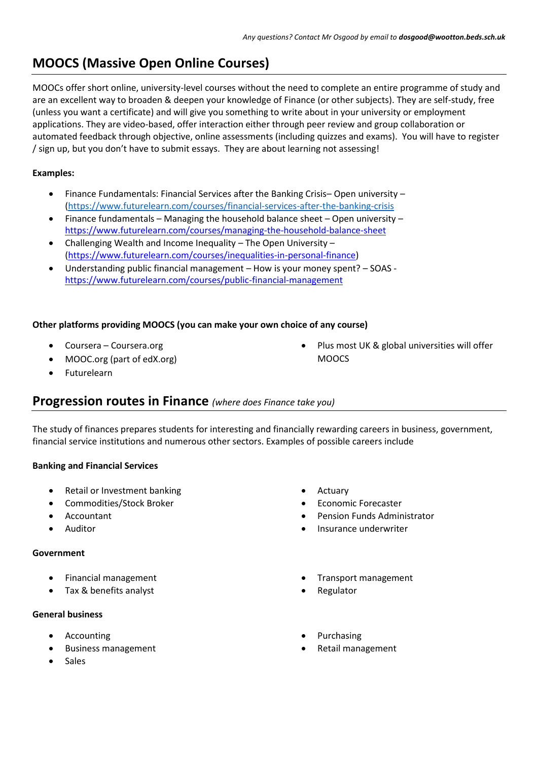*Any questions? Contact Mr Osgood by email to **dosgood@wootton.beds.sch.uk***

## MOOCS (Massive Open Online Courses)

MOOCs offer short online, university-level courses without the need to complete an entire programme of study and are an excellent way to broaden & deepen your knowledge of Finance (or other subjects). They are self-study, free (unless you want a certificate) and will give you something to write about in your university or employment applications. They are video-based, offer interaction either through peer review and group collaboration or automated feedback through objective, online assessments (including quizzes and exams). You will have to register / sign up, but you don't have to submit essays. They are about learning not assessing!

**Examples:**

- Finance Fundamentals: Financial Services after the Banking Crisis– Open university – (https://www.futurelearn.com/courses/financial-services-after-the-banking-crisis
- Finance fundamentals – Managing the household balance sheet – Open university – https://www.futurelearn.com/courses/managing-the-household-balance-sheet
- Challenging Wealth and Income Inequality – The Open University – (https://www.futurelearn.com/courses/inequalities-in-personal-finance)
- Understanding public financial management – How is your money spent? – SOAS - https://www.futurelearn.com/courses/public-financial-management

**Other platforms providing MOOCS (you can make your own choice of any course)**

- Coursera – Coursera.org
- MOOC.org (part of edX.org)
- Futurelearn
- Plus most UK & global universities will offer MOOCS

## Progression routes in Finance *(where does Finance take you)*

The study of finances prepares students for interesting and financially rewarding careers in business, government, financial service institutions and numerous other sectors. Examples of possible careers include

**Banking and Financial Services**

- Retail or Investment banking
- Commodities/Stock Broker
- Accountant
- Auditor
- Actuary
- Economic Forecaster
- Pension Funds Administrator
- Insurance underwriter

**Government**

- Financial management
- Tax & benefits analyst
- Transport management
- Regulator

**General business**

- Accounting
- Business management
- Sales
- Purchasing
- Retail management